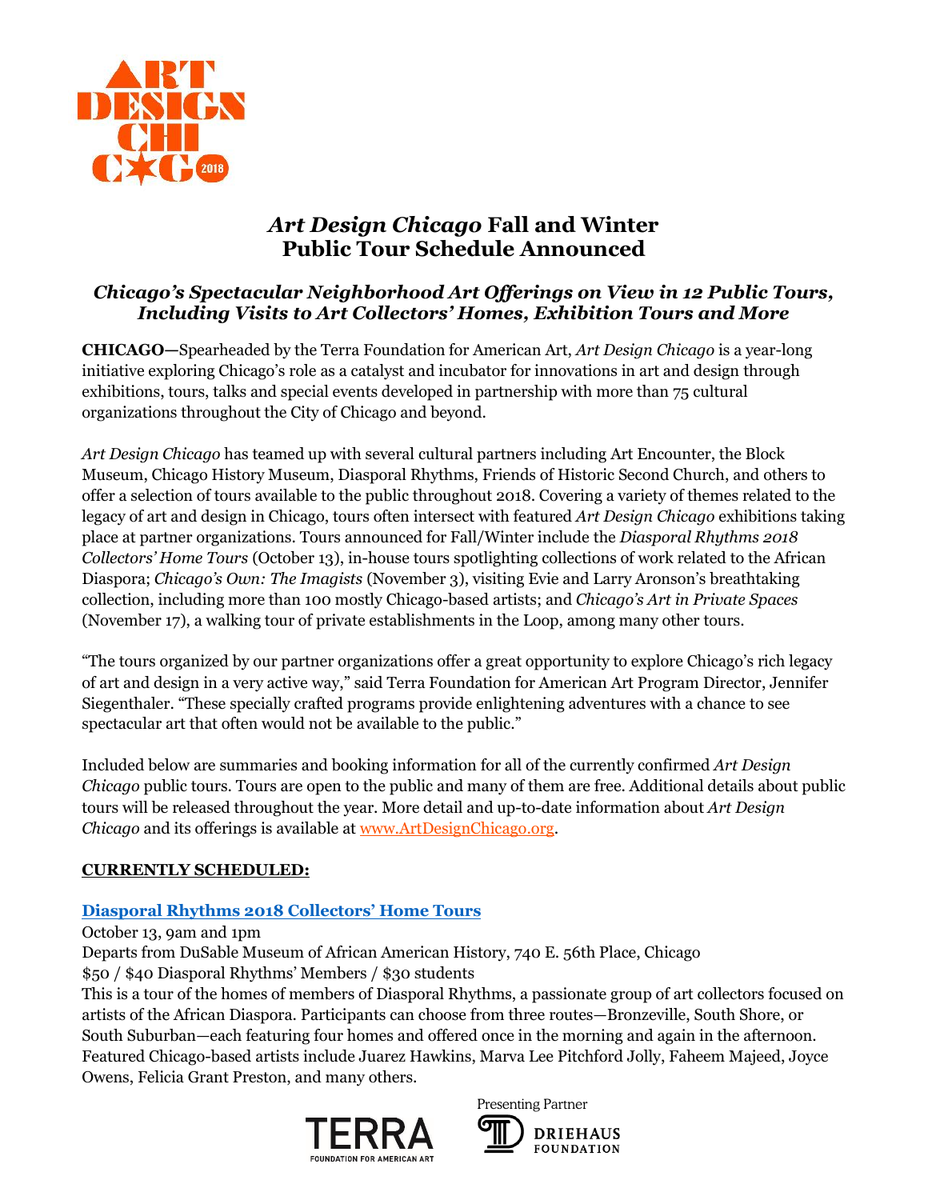# *Art Design Chicago* Fall and Winter Public Tour Schedule Announced

### *Chicago's Spectacular Neighborhood Art Offerings on View in 12 Public Tours, Including Visits to Art Collectors' Homes, Exhibition Tours and More*

**CHICAGO—**Spearheaded by the Terra Foundation for American Art, *Art Design Chicago* is a year-long initiative exploring Chicago's role as a catalyst and incubator for innovations in art and design through exhibitions, tours, talks and special events developed in partnership with more than 75 cultural organizations throughout the City of Chicago and beyond.

*Art Design Chicago* has teamed up with several cultural partners including Art Encounter, the Block Museum, Chicago History Museum, Diasporal Rhythms, Friends of Historic Second Church, and others to offer a selection of tours available to the public throughout 2018. Covering a variety of themes related to the legacy of art and design in Chicago, tours often intersect with featured *Art Design Chicago* exhibitions taking place at partner organizations. Tours announced for Fall/Winter include the *Diasporal Rhythms 2018 Collectors' Home Tours* (October 13), in-house tours spotlighting collections of work related to the African Diaspora; *Chicago's Own: The Imagists* (November 3), visiting Evie and Larry Aronson's breathtaking collection, including more than 100 mostly Chicago-based artists; and *Chicago's Art in Private Spaces* (November 17), a walking tour of private establishments in the Loop, among many other tours.

"The tours organized by our partner organizations offer a great opportunity to explore Chicago's rich legacy of art and design in a very active way," said Terra Foundation for American Art Program Director, Jennifer Siegenthaler. "These specially crafted programs provide enlightening adventures with a chance to see spectacular art that often would not be available to the public."

Included below are summaries and booking information for all of the currently confirmed *Art Design Chicago* public tours. Tours are open to the public and many of them are free. Additional details about public tours will be released throughout the year. More detail and up-to-date information about *Art Design Chicago* and its offerings is available at www.ArtDesignChicago.org.

**CURRENTLY SCHEDULED:**

**Diasporal Rhythms 2018 Collectors' Home Tours**

October 13, 9am and 1pm
Departs from DuSable Museum of African American History, 740 E. 56th Place, Chicago
$50 / $40 Diasporal Rhythms' Members / $30 students
This is a tour of the homes of members of Diasporal Rhythms, a passionate group of art collectors focused on artists of the African Diaspora. Participants can choose from three routes—Bronzeville, South Shore, or South Suburban—each featuring four homes and offered once in the morning and again in the afternoon. Featured Chicago-based artists include Juarez Hawkins, Marva Lee Pitchford Jolly, Faheem Majeed, Joyce Owens, Felicia Grant Preston, and many others.

Presenting Partner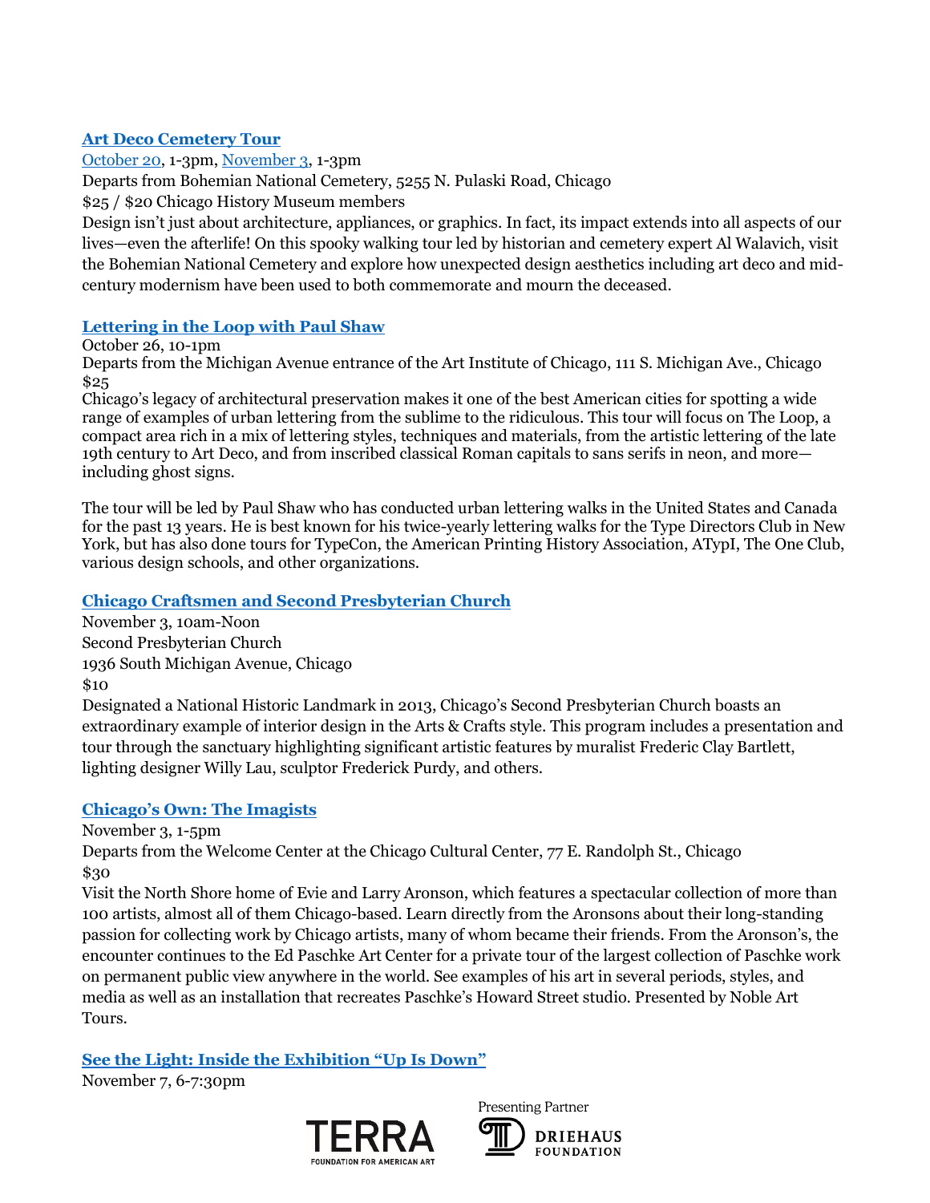### Art Deco Cemetery Tour

October 20, 1-3pm, November 3, 1-3pm
Departs from Bohemian National Cemetery, 5255 N. Pulaski Road, Chicago
$25 / $20 Chicago History Museum members
Design isn't just about architecture, appliances, or graphics. In fact, its impact extends into all aspects of our lives—even the afterlife! On this spooky walking tour led by historian and cemetery expert Al Walavich, visit the Bohemian National Cemetery and explore how unexpected design aesthetics including art deco and mid-century modernism have been used to both commemorate and mourn the deceased.

### Lettering in the Loop with Paul Shaw

October 26, 10-1pm
Departs from the Michigan Avenue entrance of the Art Institute of Chicago, 111 S. Michigan Ave., Chicago
$25
Chicago's legacy of architectural preservation makes it one of the best American cities for spotting a wide range of examples of urban lettering from the sublime to the ridiculous. This tour will focus on The Loop, a compact area rich in a mix of lettering styles, techniques and materials, from the artistic lettering of the late 19th century to Art Deco, and from inscribed classical Roman capitals to sans serifs in neon, and more—including ghost signs.

The tour will be led by Paul Shaw who has conducted urban lettering walks in the United States and Canada for the past 13 years. He is best known for his twice-yearly lettering walks for the Type Directors Club in New York, but has also done tours for TypeCon, the American Printing History Association, ATypI, The One Club, various design schools, and other organizations.

### Chicago Craftsmen and Second Presbyterian Church

November 3, 10am-Noon
Second Presbyterian Church
1936 South Michigan Avenue, Chicago
$10
Designated a National Historic Landmark in 2013, Chicago's Second Presbyterian Church boasts an extraordinary example of interior design in the Arts & Crafts style. This program includes a presentation and tour through the sanctuary highlighting significant artistic features by muralist Frederic Clay Bartlett, lighting designer Willy Lau, sculptor Frederick Purdy, and others.

### Chicago's Own: The Imagists

November 3, 1-5pm
Departs from the Welcome Center at the Chicago Cultural Center, 77 E. Randolph St., Chicago
$30
Visit the North Shore home of Evie and Larry Aronson, which features a spectacular collection of more than 100 artists, almost all of them Chicago-based. Learn directly from the Aronsons about their long-standing passion for collecting work by Chicago artists, many of whom became their friends. From the Aronson's, the encounter continues to the Ed Paschke Art Center for a private tour of the largest collection of Paschke work on permanent public view anywhere in the world. See examples of his art in several periods, styles, and media as well as an installation that recreates Paschke's Howard Street studio. Presented by Noble Art Tours.

### See the Light: Inside the Exhibition "Up Is Down"

November 7, 6-7:30pm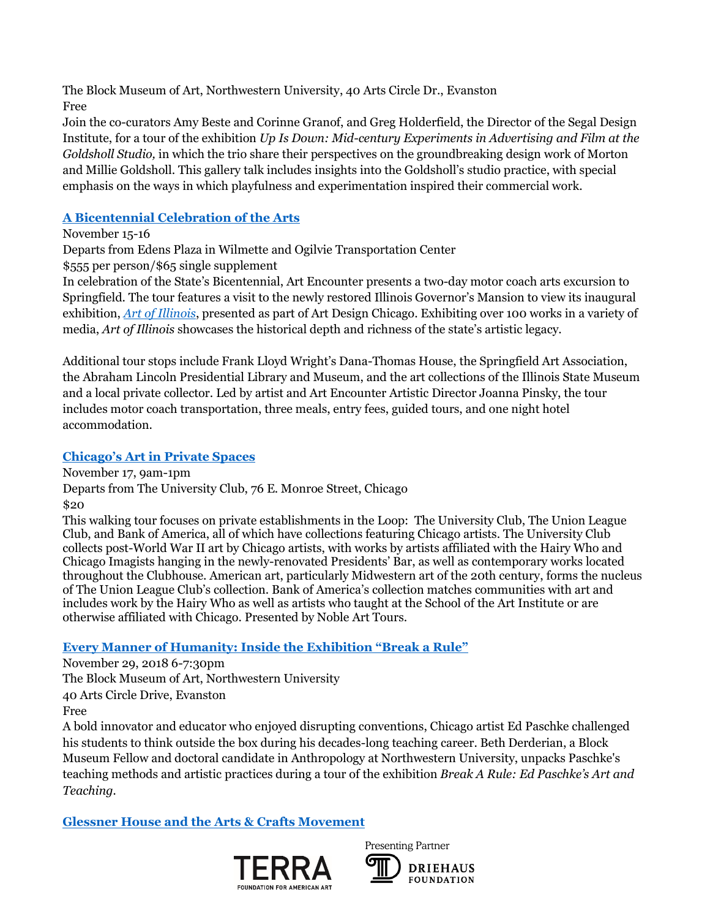The Block Museum of Art, Northwestern University, 40 Arts Circle Dr., Evanston
Free
Join the co-curators Amy Beste and Corinne Granof, and Greg Holderfield, the Director of the Segal Design Institute, for a tour of the exhibition *Up Is Down: Mid-century Experiments in Advertising and Film at the Goldsholl Studio,* in which the trio share their perspectives on the groundbreaking design work of Morton and Millie Goldsholl. This gallery talk includes insights into the Goldsholl's studio practice, with special emphasis on the ways in which playfulness and experimentation inspired their commercial work.

**A Bicentennial Celebration of the Arts**

November 15-16
Departs from Edens Plaza in Wilmette and Ogilvie Transportation Center
$555 per person/$65 single supplement
In celebration of the State's Bicentennial, Art Encounter presents a two-day motor coach arts excursion to Springfield. The tour features a visit to the newly restored Illinois Governor's Mansion to view its inaugural exhibition, *Art of Illinois*, presented as part of Art Design Chicago. Exhibiting over 100 works in a variety of media, *Art of Illinois* showcases the historical depth and richness of the state's artistic legacy.

Additional tour stops include Frank Lloyd Wright's Dana-Thomas House, the Springfield Art Association, the Abraham Lincoln Presidential Library and Museum, and the art collections of the Illinois State Museum and a local private collector. Led by artist and Art Encounter Artistic Director Joanna Pinsky, the tour includes motor coach transportation, three meals, entry fees, guided tours, and one night hotel accommodation.

**Chicago's Art in Private Spaces**

November 17, 9am-1pm
Departs from The University Club, 76 E. Monroe Street, Chicago
$20
This walking tour focuses on private establishments in the Loop: The University Club, The Union League Club, and Bank of America, all of which have collections featuring Chicago artists. The University Club collects post-World War II art by Chicago artists, with works by artists affiliated with the Hairy Who and Chicago Imagists hanging in the newly-renovated Presidents' Bar, as well as contemporary works located throughout the Clubhouse. American art, particularly Midwestern art of the 20th century, forms the nucleus of The Union League Club's collection. Bank of America's collection matches communities with art and includes work by the Hairy Who as well as artists who taught at the School of the Art Institute or are otherwise affiliated with Chicago. Presented by Noble Art Tours.

**Every Manner of Humanity: Inside the Exhibition "Break a Rule"**

November 29, 2018 6-7:30pm
The Block Museum of Art, Northwestern University
40 Arts Circle Drive, Evanston
Free
A bold innovator and educator who enjoyed disrupting conventions, Chicago artist Ed Paschke challenged his students to think outside the box during his decades-long teaching career. Beth Derderian, a Block Museum Fellow and doctoral candidate in Anthropology at Northwestern University, unpacks Paschke's teaching methods and artistic practices during a tour of the exhibition *Break A Rule: Ed Paschke's Art and Teaching*.

**Glessner House and the Arts & Crafts Movement**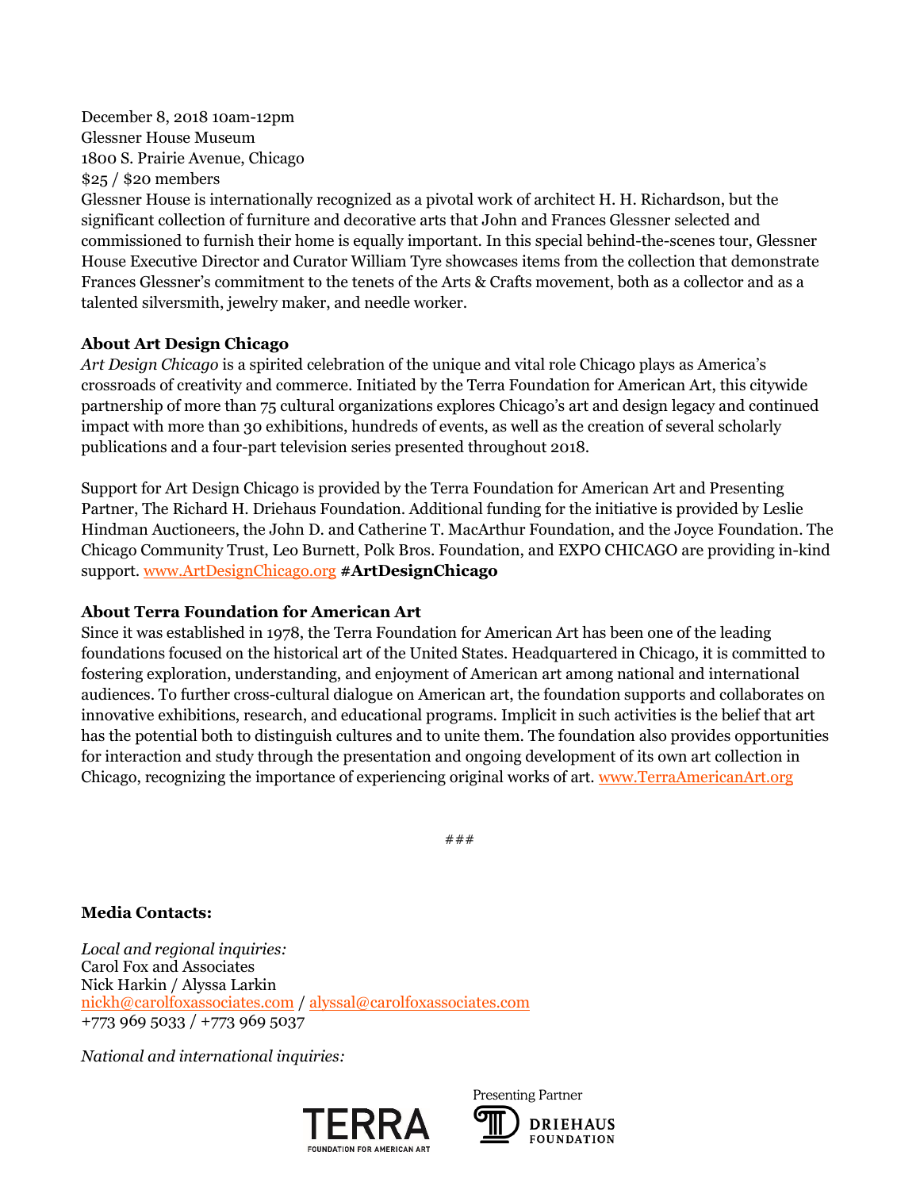December 8, 2018 10am-12pm
Glessner House Museum
1800 S. Prairie Avenue, Chicago
$25 / $20 members
Glessner House is internationally recognized as a pivotal work of architect H. H. Richardson, but the significant collection of furniture and decorative arts that John and Frances Glessner selected and commissioned to furnish their home is equally important. In this special behind-the-scenes tour, Glessner House Executive Director and Curator William Tyre showcases items from the collection that demonstrate Frances Glessner's commitment to the tenets of the Arts & Crafts movement, both as a collector and as a talented silversmith, jewelry maker, and needle worker.

**About Art Design Chicago**
*Art Design Chicago* is a spirited celebration of the unique and vital role Chicago plays as America's crossroads of creativity and commerce. Initiated by the Terra Foundation for American Art, this citywide partnership of more than 75 cultural organizations explores Chicago's art and design legacy and continued impact with more than 30 exhibitions, hundreds of events, as well as the creation of several scholarly publications and a four-part television series presented throughout 2018.

Support for Art Design Chicago is provided by the Terra Foundation for American Art and Presenting Partner, The Richard H. Driehaus Foundation. Additional funding for the initiative is provided by Leslie Hindman Auctioneers, the John D. and Catherine T. MacArthur Foundation, and the Joyce Foundation. The Chicago Community Trust, Leo Burnett, Polk Bros. Foundation, and EXPO CHICAGO are providing in-kind support. www.ArtDesignChicago.org **#ArtDesignChicago**

**About Terra Foundation for American Art**
Since it was established in 1978, the Terra Foundation for American Art has been one of the leading foundations focused on the historical art of the United States. Headquartered in Chicago, it is committed to fostering exploration, understanding, and enjoyment of American art among national and international audiences. To further cross-cultural dialogue on American art, the foundation supports and collaborates on innovative exhibitions, research, and educational programs. Implicit in such activities is the belief that art has the potential both to distinguish cultures and to unite them. The foundation also provides opportunities for interaction and study through the presentation and ongoing development of its own art collection in Chicago, recognizing the importance of experiencing original works of art. www.TerraAmericanArt.org

###

**Media Contacts:**

*Local and regional inquiries:*
Carol Fox and Associates
Nick Harkin / Alyssa Larkin
nickh@carolfoxassociates.com / alyssal@carolfoxassociates.com
+773 969 5033 / +773 969 5037

*National and international inquiries:*

TERRA FOUNDATION FOR AMERICAN ART

Presenting Partner
DRIEHAUS FOUNDATION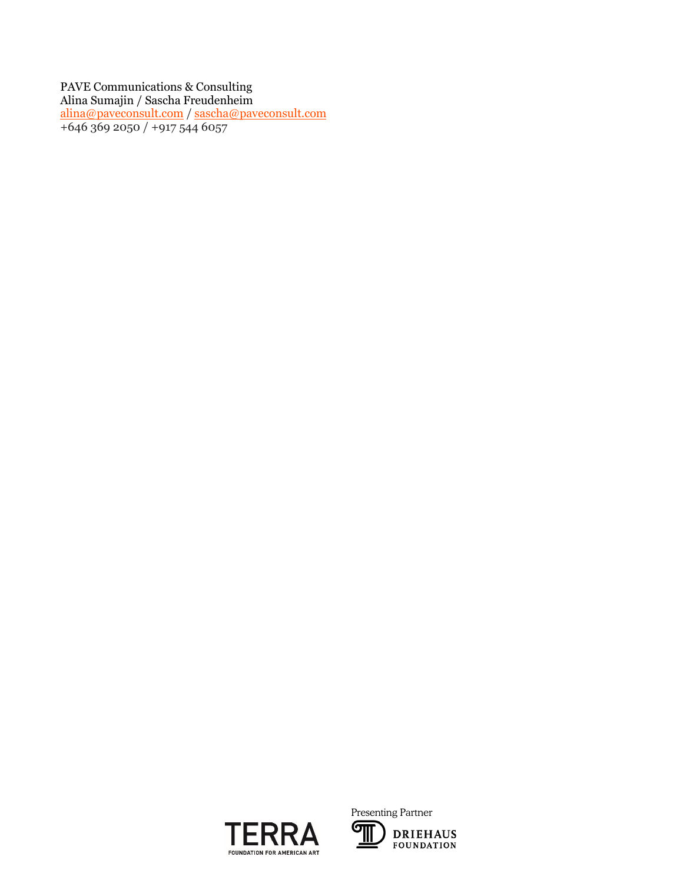PAVE Communications & Consulting
Alina Sumajin / Sascha Freudenheim
alina@paveconsult.com / sascha@paveconsult.com
+646 369 2050 / +917 544 6057

TERRA
FOUNDATION FOR AMERICAN ART

Presenting Partner
DRIEHAUS
FOUNDATION